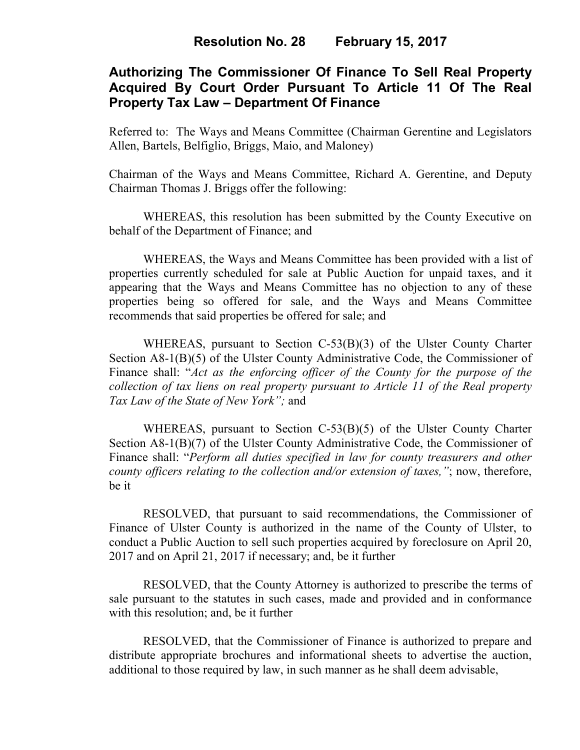# Resolution No. 28 February 15, 2017

## Authorizing The Commissioner Of Finance To Sell Real Property Acquired By Court Order Pursuant To Article 11 Of The Real Property Tax Law – Department Of Finance

Referred to: The Ways and Means Committee (Chairman Gerentine and Legislators Allen, Bartels, Belfiglio, Briggs, Maio, and Maloney)

Chairman of the Ways and Means Committee, Richard A. Gerentine, and Deputy Chairman Thomas J. Briggs offer the following:

WHEREAS, this resolution has been submitted by the County Executive on behalf of the Department of Finance; and

WHEREAS, the Ways and Means Committee has been provided with a list of properties currently scheduled for sale at Public Auction for unpaid taxes, and it appearing that the Ways and Means Committee has no objection to any of these properties being so offered for sale, and the Ways and Means Committee recommends that said properties be offered for sale; and

WHEREAS, pursuant to Section C-53(B)(3) of the Ulster County Charter Section A8-1(B)(5) of the Ulster County Administrative Code, the Commissioner of Finance shall: "*Act as the enforcing officer of the County for the purpose of the collection of tax liens on real property pursuant to Article 11 of the Real property Tax Law of the State of New York";* and

WHEREAS, pursuant to Section C-53(B)(5) of the Ulster County Charter Section A8-1(B)(7) of the Ulster County Administrative Code, the Commissioner of Finance shall: "*Perform all duties specified in law for county treasurers and other county officers relating to the collection and/or extension of taxes,"*; now, therefore, be it

RESOLVED, that pursuant to said recommendations, the Commissioner of Finance of Ulster County is authorized in the name of the County of Ulster, to conduct a Public Auction to sell such properties acquired by foreclosure on April 20, 2017 and on April 21, 2017 if necessary; and, be it further

RESOLVED, that the County Attorney is authorized to prescribe the terms of sale pursuant to the statutes in such cases, made and provided and in conformance with this resolution; and, be it further

RESOLVED, that the Commissioner of Finance is authorized to prepare and distribute appropriate brochures and informational sheets to advertise the auction, additional to those required by law, in such manner as he shall deem advisable,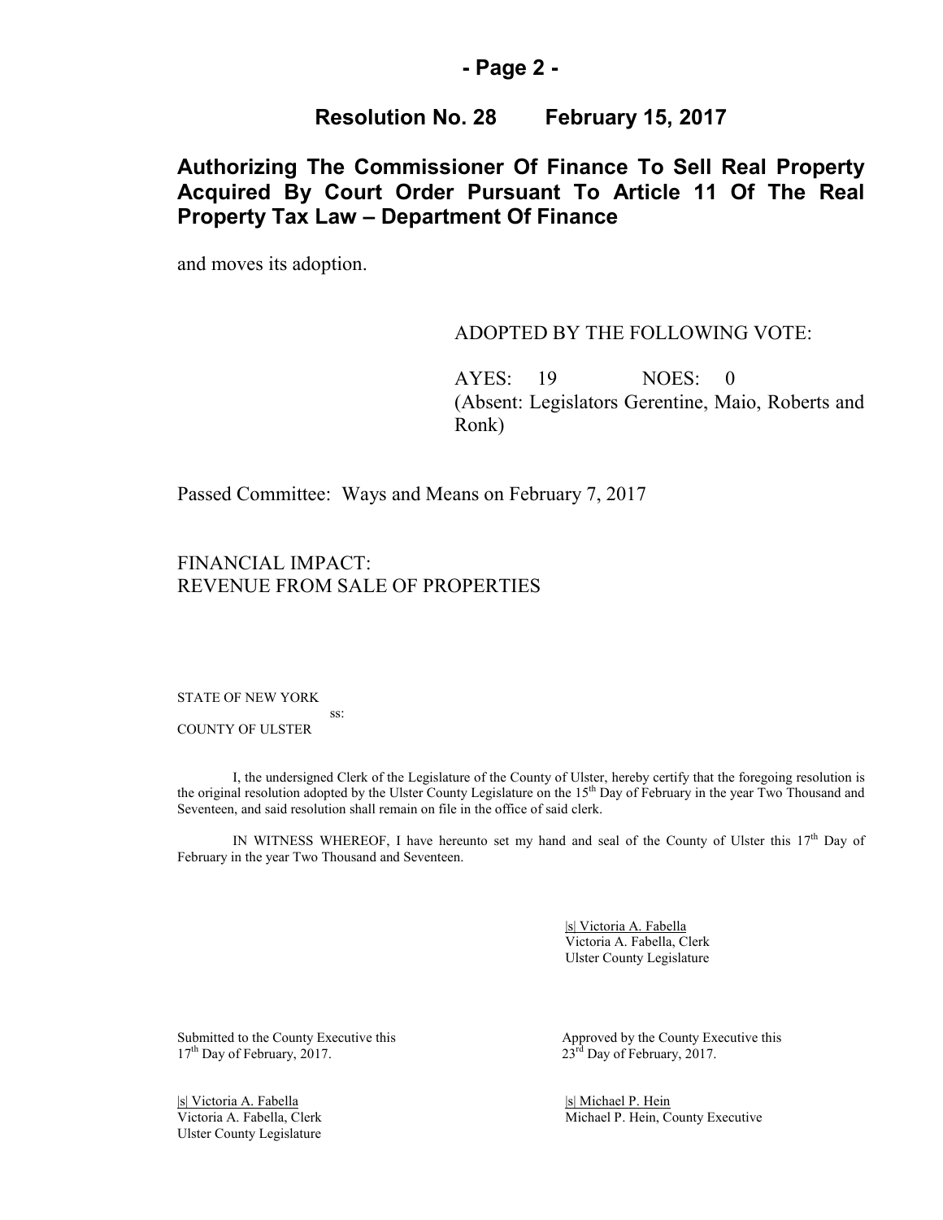## Resolution No. 28 February 15, 2017

## Authorizing The Commissioner Of Finance To Sell Real Property Acquired By Court Order Pursuant To Article 11 Of The Real Property Tax Law – Department Of Finance

and moves its adoption.

ADOPTED BY THE FOLLOWING VOTE:

AYES: 19 NOES: 0
(Absent: Legislators Gerentine, Maio, Roberts and Ronk)

Passed Committee: Ways and Means on February 7, 2017

FINANCIAL IMPACT:
REVENUE FROM SALE OF PROPERTIES

STATE OF NEW YORK
ss:
COUNTY OF ULSTER

I, the undersigned Clerk of the Legislature of the County of Ulster, hereby certify that the foregoing resolution is the original resolution adopted by the Ulster County Legislature on the 15th Day of February in the year Two Thousand and Seventeen, and said resolution shall remain on file in the office of said clerk.

IN WITNESS WHEREOF, I have hereunto set my hand and seal of the County of Ulster this 17th Day of February in the year Two Thousand and Seventeen.

|s| Victoria A. Fabella
Victoria A. Fabella, Clerk
Ulster County Legislature

Submitted to the County Executive this 17th Day of February, 2017.

|s| Victoria A. Fabella
Victoria A. Fabella, Clerk
Ulster County Legislature

Approved by the County Executive this 23rd Day of February, 2017.

|s| Michael P. Hein
Michael P. Hein, County Executive